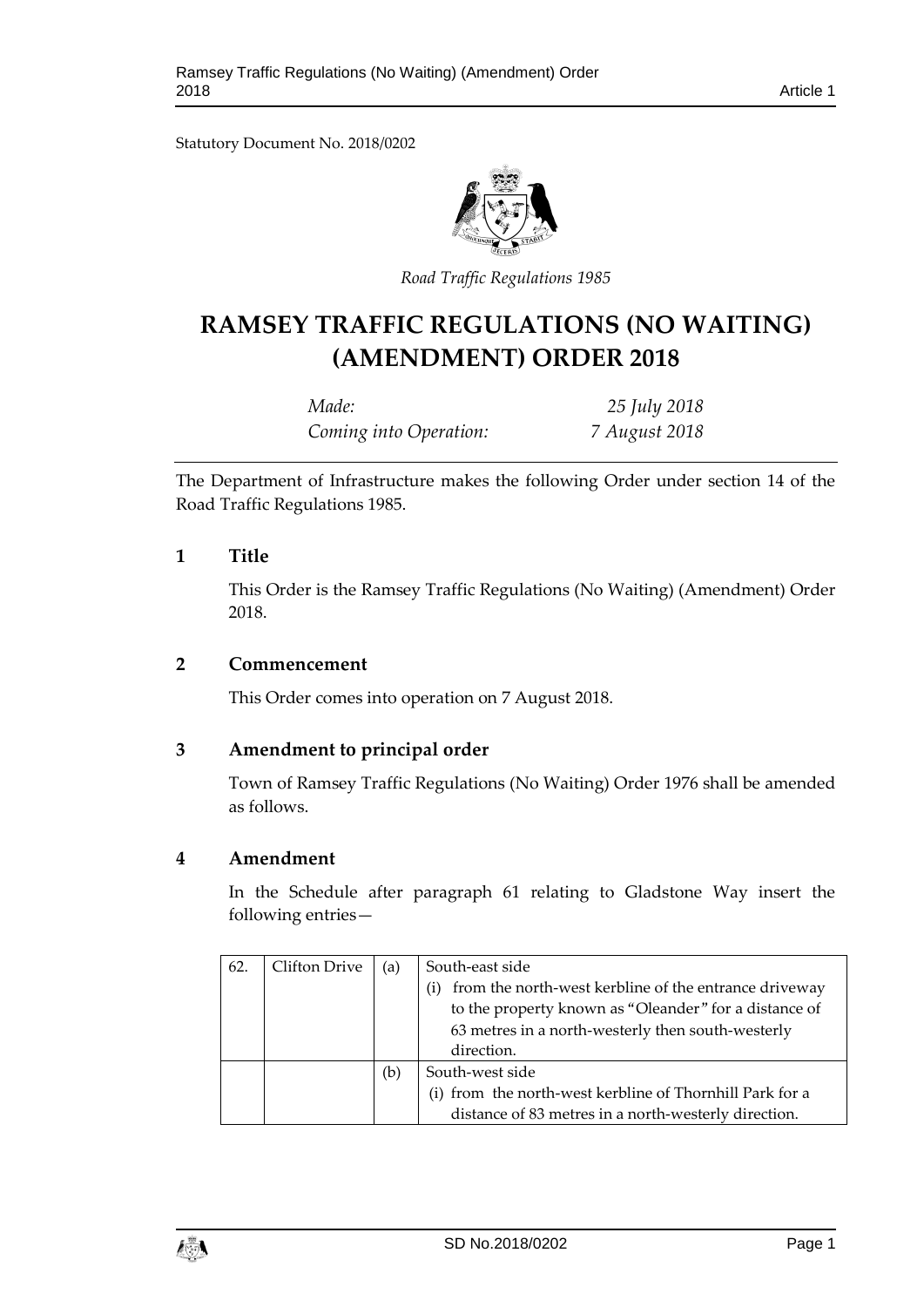Statutory Document No. 2018/0202

*Road Traffic Regulations 1985*

# RAMSEY TRAFFIC REGULATIONS (NO WAITING) (AMENDMENT) ORDER 2018

| | |
|---|---|
| *Made:* | *25 July 2018* |
| *Coming into Operation:* | *7 August 2018* |

The Department of Infrastructure makes the following Order under section 14 of the Road Traffic Regulations 1985.

## 1 Title

This Order is the Ramsey Traffic Regulations (No Waiting) (Amendment) Order 2018.

## 2 Commencement

This Order comes into operation on 7 August 2018.

## 3 Amendment to principal order

Town of Ramsey Traffic Regulations (No Waiting) Order 1976 shall be amended as follows.

## 4 Amendment

In the Schedule after paragraph 61 relating to Gladstone Way insert the following entries—

| | | | |
|---|---|---|---|
| 62. | Clifton Drive | (a) | South-east side<br>(i) from the north-west kerbline of the entrance driveway to the property known as "Oleander" for a distance of 63 metres in a north-westerly then south-westerly direction. |
| | | (b) | South-west side<br>(i) from the north-west kerbline of Thornhill Park for a distance of 83 metres in a north-westerly direction. |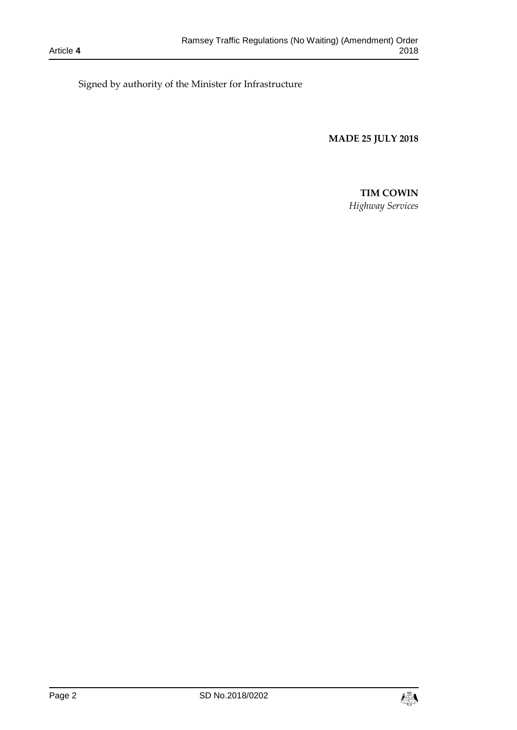Signed by authority of the Minister for Infrastructure

**MADE 25 JULY 2018**

**TIM COWIN**
*Highway Services*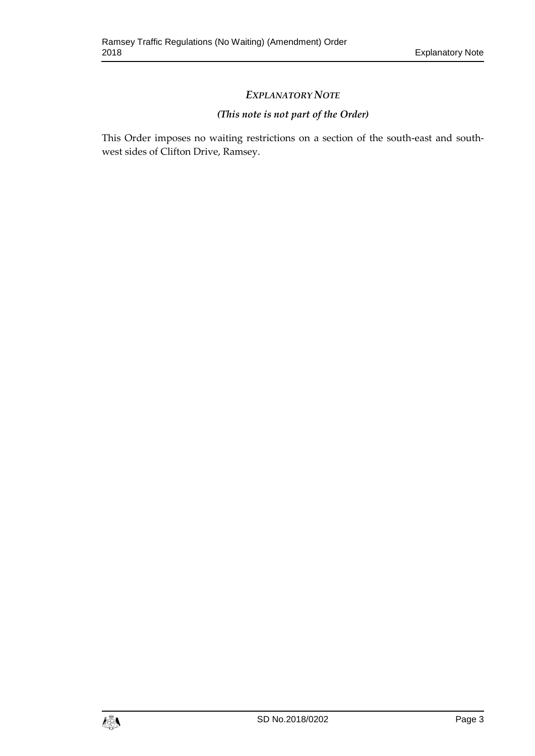## *EXPLANATORY NOTE*

***(This note is not part of the Order)***

This Order imposes no waiting restrictions on a section of the south-east and south-west sides of Clifton Drive, Ramsey.